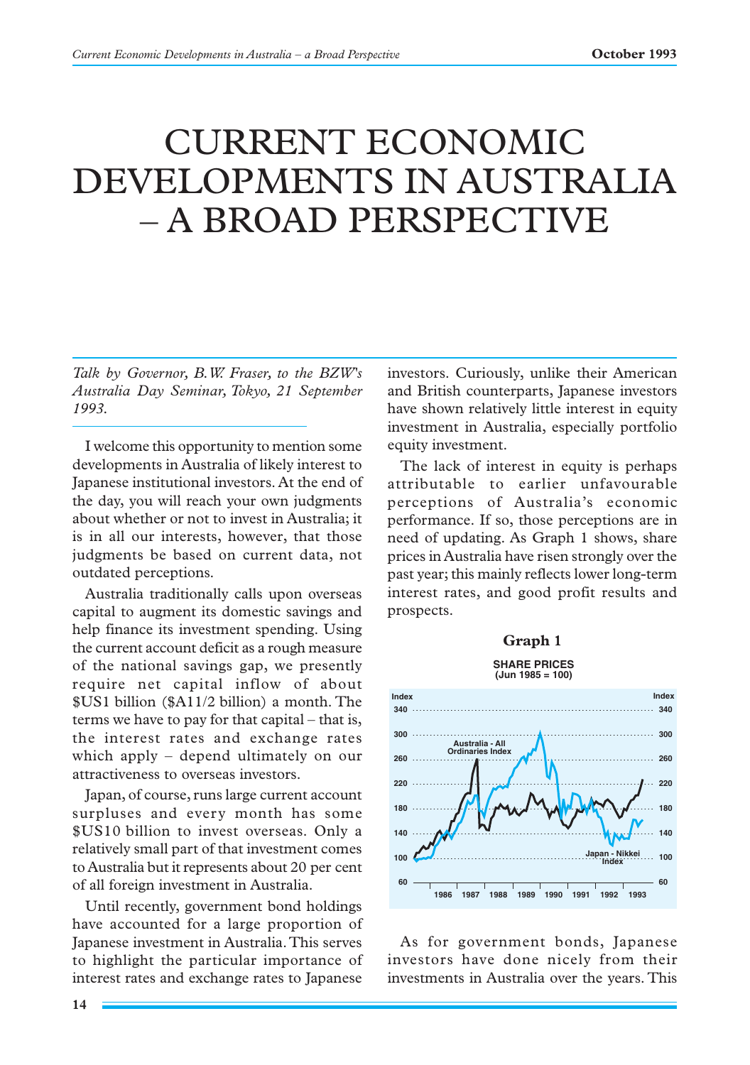# CURRENT ECONOMIC DEVELOPMENTS IN AUSTRALIA – A BROAD PERSPECTIVE

*Talk by Governor, B.W. Fraser, to the BZW's Australia Day Seminar, Tokyo, 21 September 1993.*

I welcome this opportunity to mention some developments in Australia of likely interest to Japanese institutional investors. At the end of the day, you will reach your own judgments about whether or not to invest in Australia; it is in all our interests, however, that those judgments be based on current data, not outdated perceptions.

Australia traditionally calls upon overseas capital to augment its domestic savings and help finance its investment spending. Using the current account deficit as a rough measure of the national savings gap, we presently require net capital inflow of about $US1 billion ($A11/2 billion) a month. The terms we have to pay for that capital – that is, the interest rates and exchange rates which apply – depend ultimately on our attractiveness to overseas investors.

Japan, of course, runs large current account surpluses and every month has some $US10 billion to invest overseas. Only a relatively small part of that investment comes to Australia but it represents about 20 per cent of all foreign investment in Australia.

Until recently, government bond holdings have accounted for a large proportion of Japanese investment in Australia. This serves to highlight the particular importance of interest rates and exchange rates to Japanese investors. Curiously, unlike their American and British counterparts, Japanese investors have shown relatively little interest in equity investment in Australia, especially portfolio equity investment.

The lack of interest in equity is perhaps attributable to earlier unfavourable perceptions of Australia's economic performance. If so, those perceptions are in need of updating. As Graph 1 shows, share prices in Australia have risen strongly over the past year; this mainly reflects lower long-term interest rates, and good profit results and prospects.

**Graph 1**

**SHARE PRICES (Jun 1985 = 100)**

As for government bonds, Japanese investors have done nicely from their investments in Australia over the years. This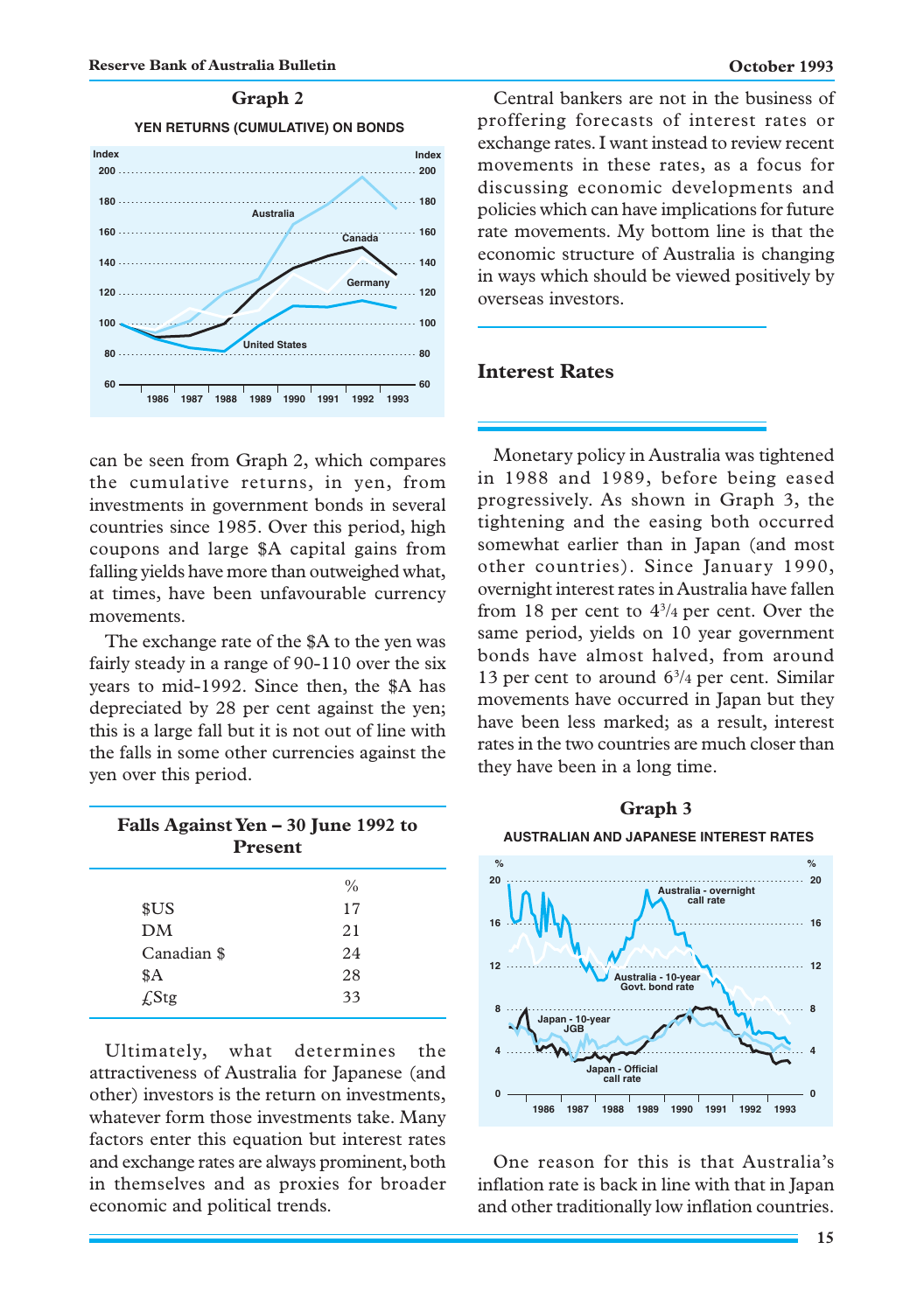**Graph 2**

YEN RETURNS (CUMULATIVE) ON BONDS

can be seen from Graph 2, which compares the cumulative returns, in yen, from investments in government bonds in several countries since 1985. Over this period, high coupons and large $A capital gains from falling yields have more than outweighed what, at times, have been unfavourable currency movements.

The exchange rate of the $A to the yen was fairly steady in a range of 90-110 over the six years to mid-1992. Since then, the $A has depreciated by 28 per cent against the yen; this is a large fall but it is not out of line with the falls in some other currencies against the yen over this period.

**Falls Against Yen – 30 June 1992 to Present**

| | % |
|---|---|
| $US | 17 |
| DM | 21 |
| Canadian $ | 24 |
| $A | 28 |
| £Stg | 33 |

Ultimately, what determines the attractiveness of Australia for Japanese (and other) investors is the return on investments, whatever form those investments take. Many factors enter this equation but interest rates and exchange rates are always prominent, both in themselves and as proxies for broader economic and political trends.

Central bankers are not in the business of proffering forecasts of interest rates or exchange rates. I want instead to review recent movements in these rates, as a focus for discussing economic developments and policies which can have implications for future rate movements. My bottom line is that the economic structure of Australia is changing in ways which should be viewed positively by overseas investors.

## Interest Rates

Monetary policy in Australia was tightened in 1988 and 1989, before being eased progressively. As shown in Graph 3, the tightening and the easing both occurred somewhat earlier than in Japan (and most other countries). Since January 1990, overnight interest rates in Australia have fallen from 18 per cent to 4¾ per cent. Over the same period, yields on 10 year government bonds have almost halved, from around 13 per cent to around 6¾ per cent. Similar movements have occurred in Japan but they have been less marked; as a result, interest rates in the two countries are much closer than they have been in a long time.

**Graph 3**

AUSTRALIAN AND JAPANESE INTEREST RATES

One reason for this is that Australia's inflation rate is back in line with that in Japan and other traditionally low inflation countries.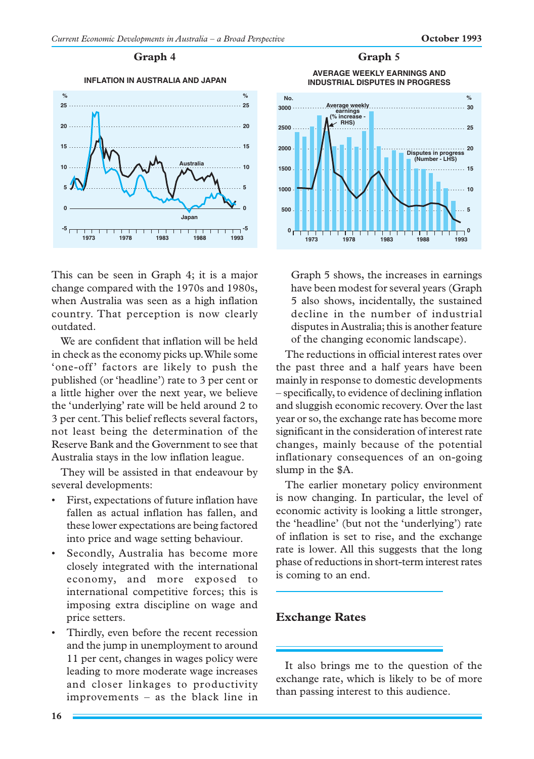**Graph 4**

INFLATION IN AUSTRALIA AND JAPAN

**Graph 5**

AVERAGE WEEKLY EARNINGS AND INDUSTRIAL DISPUTES IN PROGRESS

This can be seen in Graph 4; it is a major change compared with the 1970s and 1980s, when Australia was seen as a high inflation country. That perception is now clearly outdated.

We are confident that inflation will be held in check as the economy picks up. While some 'one-off' factors are likely to push the published (or 'headline') rate to 3 per cent or a little higher over the next year, we believe the 'underlying' rate will be held around 2 to 3 per cent. This belief reflects several factors, not least being the determination of the Reserve Bank and the Government to see that Australia stays in the low inflation league.

They will be assisted in that endeavour by several developments:

- First, expectations of future inflation have fallen as actual inflation has fallen, and these lower expectations are being factored into price and wage setting behaviour.
- Secondly, Australia has become more closely integrated with the international economy, and more exposed to international competitive forces; this is imposing extra discipline on wage and price setters.
- Thirdly, even before the recent recession and the jump in unemployment to around 11 per cent, changes in wages policy were leading to more moderate wage increases and closer linkages to productivity improvements – as the black line in Graph 5 shows, the increases in earnings have been modest for several years (Graph 5 also shows, incidentally, the sustained decline in the number of industrial disputes in Australia; this is another feature of the changing economic landscape).

The reductions in official interest rates over the past three and a half years have been mainly in response to domestic developments – specifically, to evidence of declining inflation and sluggish economic recovery. Over the last year or so, the exchange rate has become more significant in the consideration of interest rate changes, mainly because of the potential inflationary consequences of an on-going slump in the $A.

The earlier monetary policy environment is now changing. In particular, the level of economic activity is looking a little stronger, the 'headline' (but not the 'underlying') rate of inflation is set to rise, and the exchange rate is lower. All this suggests that the long phase of reductions in short-term interest rates is coming to an end.

## Exchange Rates

It also brings me to the question of the exchange rate, which is likely to be of more than passing interest to this audience.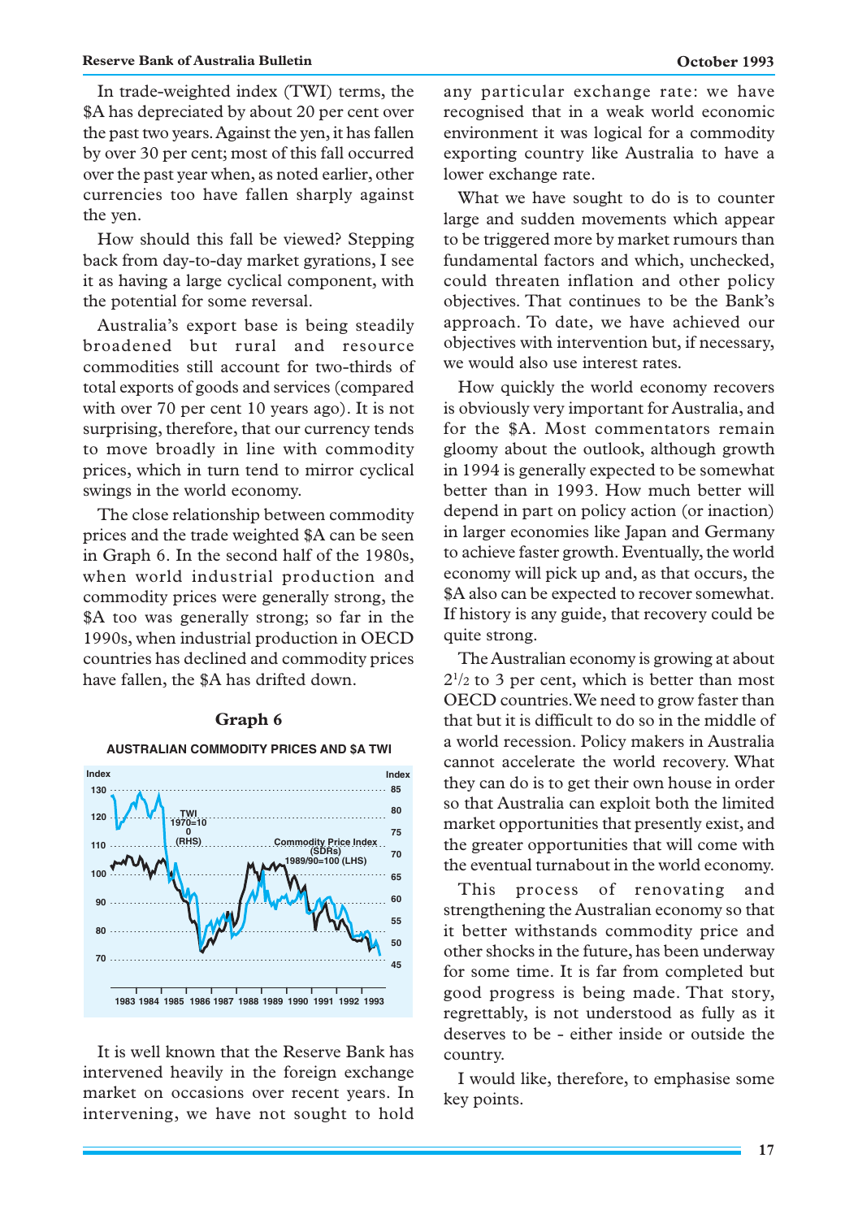In trade-weighted index (TWI) terms, the $A has depreciated by about 20 per cent over the past two years. Against the yen, it has fallen by over 30 per cent; most of this fall occurred over the past year when, as noted earlier, other currencies too have fallen sharply against the yen.

How should this fall be viewed? Stepping back from day-to-day market gyrations, I see it as having a large cyclical component, with the potential for some reversal.

Australia's export base is being steadily broadened but rural and resource commodities still account for two-thirds of total exports of goods and services (compared with over 70 per cent 10 years ago). It is not surprising, therefore, that our currency tends to move broadly in line with commodity prices, which in turn tend to mirror cyclical swings in the world economy.

The close relationship between commodity prices and the trade weighted $A can be seen in Graph 6. In the second half of the 1980s, when world industrial production and commodity prices were generally strong, the $A too was generally strong; so far in the 1990s, when industrial production in OECD countries has declined and commodity prices have fallen, the $A has drifted down.

**Graph 6**

**AUSTRALIAN COMMODITY PRICES AND $A TWI**

It is well known that the Reserve Bank has intervened heavily in the foreign exchange market on occasions over recent years. In intervening, we have not sought to hold any particular exchange rate: we have recognised that in a weak world economic environment it was logical for a commodity exporting country like Australia to have a lower exchange rate.

What we have sought to do is to counter large and sudden movements which appear to be triggered more by market rumours than fundamental factors and which, unchecked, could threaten inflation and other policy objectives. That continues to be the Bank's approach. To date, we have achieved our objectives with intervention but, if necessary, we would also use interest rates.

How quickly the world economy recovers is obviously very important for Australia, and for the $A. Most commentators remain gloomy about the outlook, although growth in 1994 is generally expected to be somewhat better than in 1993. How much better will depend in part on policy action (or inaction) in larger economies like Japan and Germany to achieve faster growth. Eventually, the world economy will pick up and, as that occurs, the $A also can be expected to recover somewhat. If history is any guide, that recovery could be quite strong.

The Australian economy is growing at about $2^1/_2$ to 3 per cent, which is better than most OECD countries. We need to grow faster than that but it is difficult to do so in the middle of a world recession. Policy makers in Australia cannot accelerate the world recovery. What they can do is to get their own house in order so that Australia can exploit both the limited market opportunities that presently exist, and the greater opportunities that will come with the eventual turnabout in the world economy.

This process of renovating and strengthening the Australian economy so that it better withstands commodity price and other shocks in the future, has been underway for some time. It is far from completed but good progress is being made. That story, regrettably, is not understood as fully as it deserves to be - either inside or outside the country.

I would like, therefore, to emphasise some key points.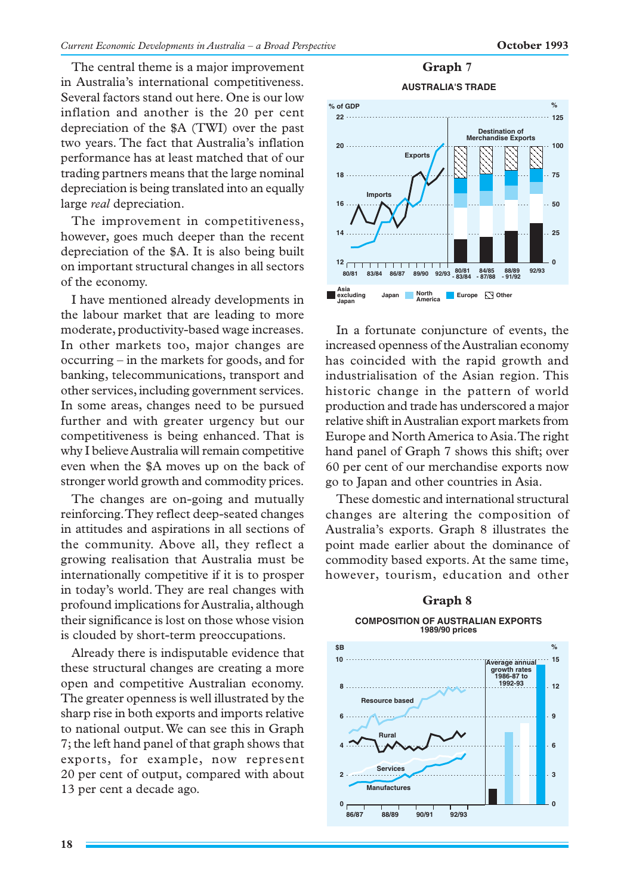The central theme is a major improvement in Australia's international competitiveness. Several factors stand out here. One is our low inflation and another is the 20 per cent depreciation of the $A (TWI) over the past two years. The fact that Australia's inflation performance has at least matched that of our trading partners means that the large nominal depreciation is being translated into an equally large *real* depreciation.

The improvement in competitiveness, however, goes much deeper than the recent depreciation of the $A. It is also being built on important structural changes in all sectors of the economy.

I have mentioned already developments in the labour market that are leading to more moderate, productivity-based wage increases. In other markets too, major changes are occurring – in the markets for goods, and for banking, telecommunications, transport and other services, including government services. In some areas, changes need to be pursued further and with greater urgency but our competitiveness is being enhanced. That is why I believe Australia will remain competitive even when the $A moves up on the back of stronger world growth and commodity prices.

The changes are on-going and mutually reinforcing. They reflect deep-seated changes in attitudes and aspirations in all sections of the community. Above all, they reflect a growing realisation that Australia must be internationally competitive if it is to prosper in today's world. They are real changes with profound implications for Australia, although their significance is lost on those whose vision is clouded by short-term preoccupations.

Already there is indisputable evidence that these structural changes are creating a more open and competitive Australian economy. The greater openness is well illustrated by the sharp rise in both exports and imports relative to national output. We can see this in Graph 7; the left hand panel of that graph shows that exports, for example, now represent 20 per cent of output, compared with about 13 per cent a decade ago.

**Graph 7**

**AUSTRALIA'S TRADE**

In a fortunate conjuncture of events, the increased openness of the Australian economy has coincided with the rapid growth and industrialisation of the Asian region. This historic change in the pattern of world production and trade has underscored a major relative shift in Australian export markets from Europe and North America to Asia. The right hand panel of Graph 7 shows this shift; over 60 per cent of our merchandise exports now go to Japan and other countries in Asia.

These domestic and international structural changes are altering the composition of Australia's exports. Graph 8 illustrates the point made earlier about the dominance of commodity based exports. At the same time, however, tourism, education and other

**Graph 8**

**COMPOSITION OF AUSTRALIAN EXPORTS**
1989/90 prices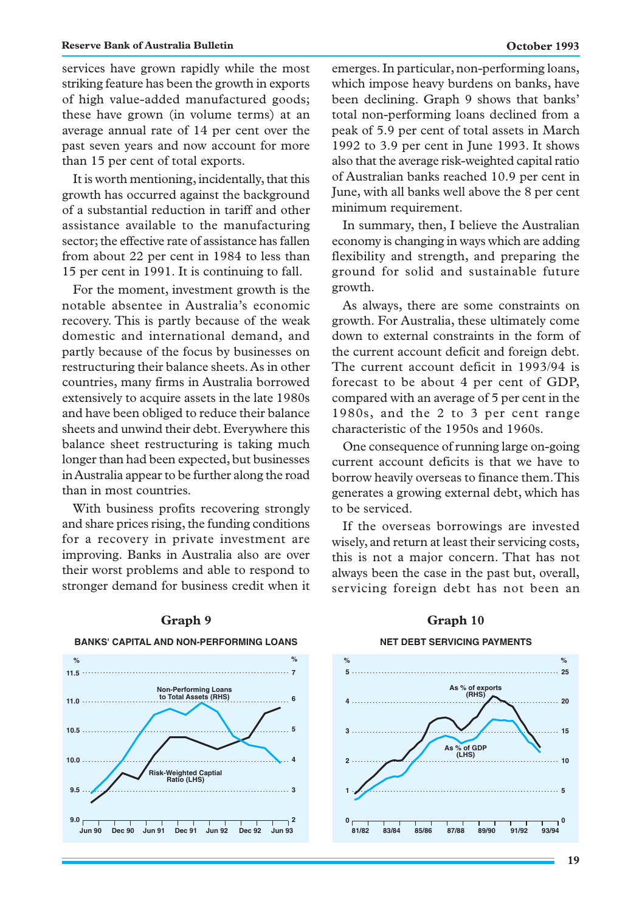services have grown rapidly while the most striking feature has been the growth in exports of high value-added manufactured goods; these have grown (in volume terms) at an average annual rate of 14 per cent over the past seven years and now account for more than 15 per cent of total exports.

It is worth mentioning, incidentally, that this growth has occurred against the background of a substantial reduction in tariff and other assistance available to the manufacturing sector; the effective rate of assistance has fallen from about 22 per cent in 1984 to less than 15 per cent in 1991. It is continuing to fall.

For the moment, investment growth is the notable absentee in Australia's economic recovery. This is partly because of the weak domestic and international demand, and partly because of the focus by businesses on restructuring their balance sheets. As in other countries, many firms in Australia borrowed extensively to acquire assets in the late 1980s and have been obliged to reduce their balance sheets and unwind their debt. Everywhere this balance sheet restructuring is taking much longer than had been expected, but businesses in Australia appear to be further along the road than in most countries.

With business profits recovering strongly and share prices rising, the funding conditions for a recovery in private investment are improving. Banks in Australia also are over their worst problems and able to respond to stronger demand for business credit when it emerges. In particular, non-performing loans, which impose heavy burdens on banks, have been declining. Graph 9 shows that banks' total non-performing loans declined from a peak of 5.9 per cent of total assets in March 1992 to 3.9 per cent in June 1993. It shows also that the average risk-weighted capital ratio of Australian banks reached 10.9 per cent in June, with all banks well above the 8 per cent minimum requirement.

In summary, then, I believe the Australian economy is changing in ways which are adding flexibility and strength, and preparing the ground for solid and sustainable future growth.

As always, there are some constraints on growth. For Australia, these ultimately come down to external constraints in the form of the current account deficit and foreign debt. The current account deficit in 1993/94 is forecast to be about 4 per cent of GDP, compared with an average of 5 per cent in the 1980s, and the 2 to 3 per cent range characteristic of the 1950s and 1960s.

One consequence of running large on-going current account deficits is that we have to borrow heavily overseas to finance them. This generates a growing external debt, which has to be serviced.

If the overseas borrowings are invested wisely, and return at least their servicing costs, this is not a major concern. That has not always been the case in the past but, overall, servicing foreign debt has not been an

**Graph 9**

**BANKS' CAPITAL AND NON-PERFORMING LOANS**

**Graph 10**

**NET DEBT SERVICING PAYMENTS**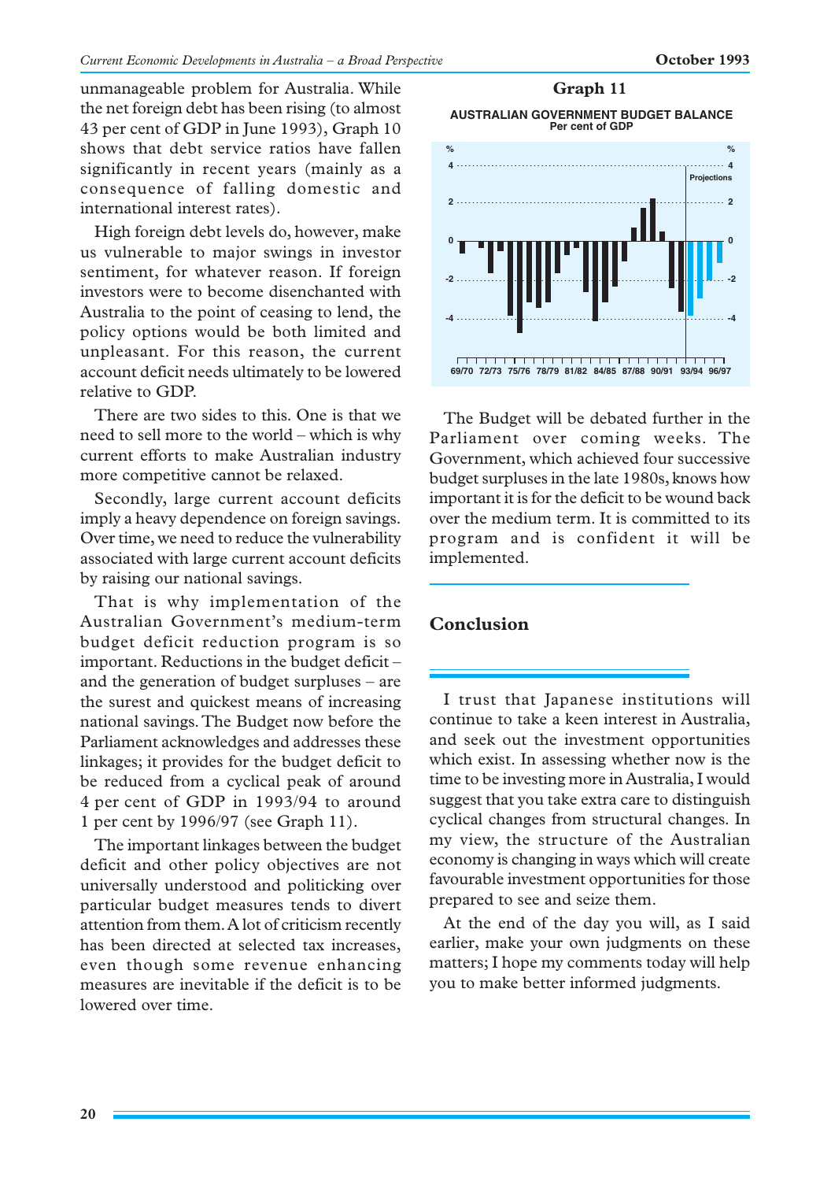unmanageable problem for Australia. While the net foreign debt has been rising (to almost 43 per cent of GDP in June 1993), Graph 10 shows that debt service ratios have fallen significantly in recent years (mainly as a consequence of falling domestic and international interest rates).

High foreign debt levels do, however, make us vulnerable to major swings in investor sentiment, for whatever reason. If foreign investors were to become disenchanted with Australia to the point of ceasing to lend, the policy options would be both limited and unpleasant. For this reason, the current account deficit needs ultimately to be lowered relative to GDP.

There are two sides to this. One is that we need to sell more to the world – which is why current efforts to make Australian industry more competitive cannot be relaxed.

Secondly, large current account deficits imply a heavy dependence on foreign savings. Over time, we need to reduce the vulnerability associated with large current account deficits by raising our national savings.

That is why implementation of the Australian Government's medium-term budget deficit reduction program is so important. Reductions in the budget deficit – and the generation of budget surpluses – are the surest and quickest means of increasing national savings. The Budget now before the Parliament acknowledges and addresses these linkages; it provides for the budget deficit to be reduced from a cyclical peak of around 4 per cent of GDP in 1993/94 to around 1 per cent by 1996/97 (see Graph 11).

The important linkages between the budget deficit and other policy objectives are not universally understood and politicking over particular budget measures tends to divert attention from them. A lot of criticism recently has been directed at selected tax increases, even though some revenue enhancing measures are inevitable if the deficit is to be lowered over time.

**Graph 11**

AUSTRALIAN GOVERNMENT BUDGET BALANCE
Per cent of GDP

%
4
2
0
-2
-4
Projections
69/70 72/73 75/76 78/79 81/82 84/85 87/88 90/91 93/94 96/97

The Budget will be debated further in the Parliament over coming weeks. The Government, which achieved four successive budget surpluses in the late 1980s, knows how important it is for the deficit to be wound back over the medium term. It is committed to its program and is confident it will be implemented.

## Conclusion

I trust that Japanese institutions will continue to take a keen interest in Australia, and seek out the investment opportunities which exist. In assessing whether now is the time to be investing more in Australia, I would suggest that you take extra care to distinguish cyclical changes from structural changes. In my view, the structure of the Australian economy is changing in ways which will create favourable investment opportunities for those prepared to see and seize them.

At the end of the day you will, as I said earlier, make your own judgments on these matters; I hope my comments today will help you to make better informed judgments.